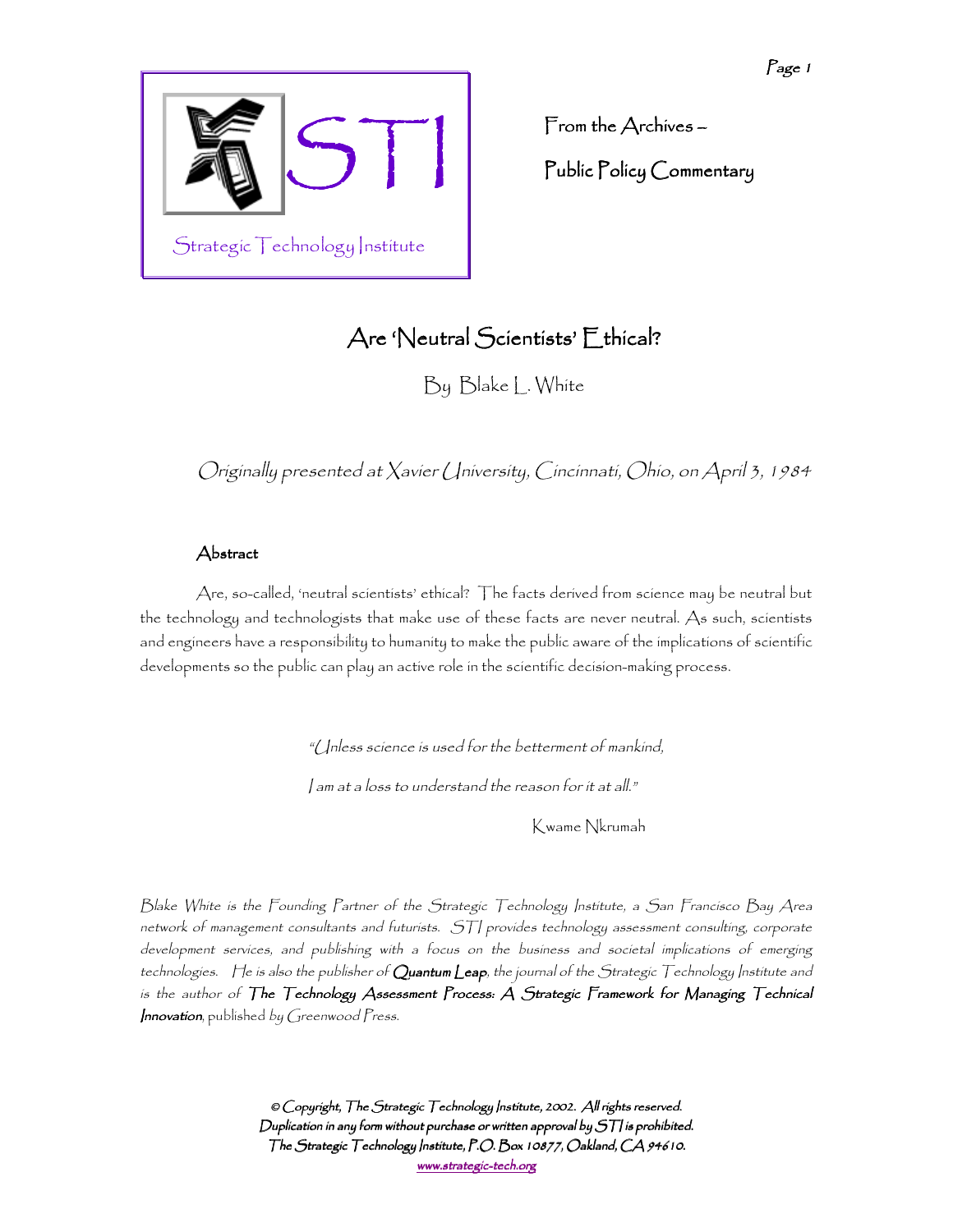Strategic Technology Institute

From the Archives –

Public Policy Commentary

# Are 'Neutral Scientists' Ethical?

By Blake L. White

*Originally presented at Xavier University, Cincinnati, Ohio, on April 3, 1984*

## Abstract

Are, so-called, 'neutral scientists' ethical? The facts derived from science may be neutral but the technology and technologists that make use of these facts are never neutral. As such, scientists and engineers have a responsibility to humanity to make the public aware of the implications of scientific developments so the public can play an active role in the scientific decision-making process.

> *"Unless science is used for the betterment of mankind,*
>
> *I am at a loss to understand the reason for it at all."*
>
> Kwame Nkrumah

*Blake White is the Founding Partner of the Strategic Technology Institute, a San Francisco Bay Area network of management consultants and futurists. STI provides technology assessment consulting, corporate development services, and publishing with a focus on the business and societal implications of emerging technologies. He is also the publisher of* ***Quantum Leap****, the journal of the Strategic Technology Institute and is the author of* ***The Technology Assessment Process: A Strategic Framework for Managing Technical Innovation****, published by Greenwood Press.*

*© Copyright, The Strategic Technology Institute, 2002. All rights reserved.*
*Duplication in any form without purchase or written approval by STI is prohibited.*
*The Strategic Technology Institute, P.O. Box 10877, Oakland, CA 94610.*
*www.strategic-tech.org*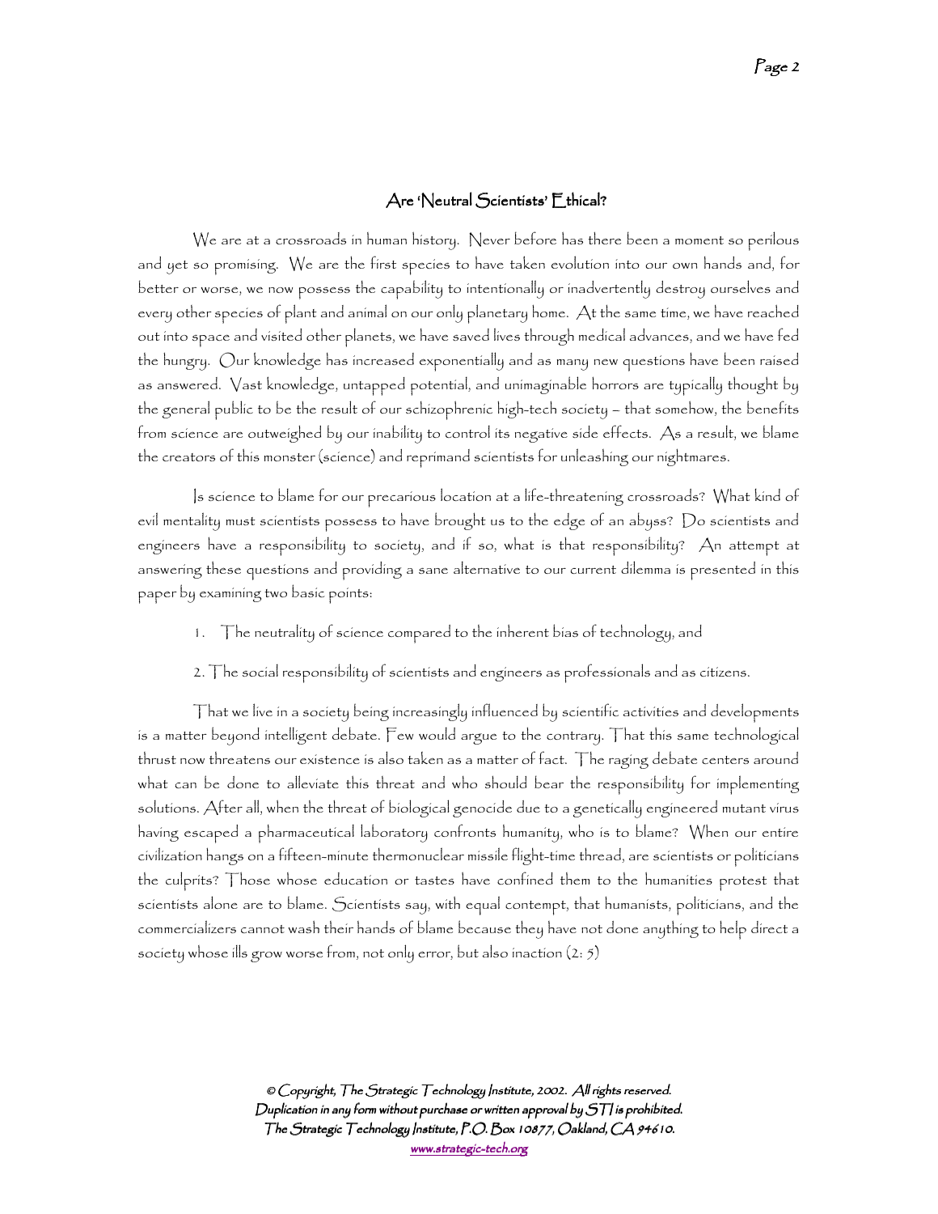## Are 'Neutral Scientists' Ethical?

We are at a crossroads in human history. Never before has there been a moment so perilous and yet so promising. We are the first species to have taken evolution into our own hands and, for better or worse, we now possess the capability to intentionally or inadvertently destroy ourselves and every other species of plant and animal on our only planetary home. At the same time, we have reached out into space and visited other planets, we have saved lives through medical advances, and we have fed the hungry. Our knowledge has increased exponentially and as many new questions have been raised as answered. Vast knowledge, untapped potential, and unimaginable horrors are typically thought by the general public to be the result of our schizophrenic high-tech society – that somehow, the benefits from science are outweighed by our inability to control its negative side effects. As a result, we blame the creators of this monster (science) and reprimand scientists for unleashing our nightmares.

Is science to blame for our precarious location at a life-threatening crossroads? What kind of evil mentality must scientists possess to have brought us to the edge of an abyss? Do scientists and engineers have a responsibility to society, and if so, what is that responsibility? An attempt at answering these questions and providing a sane alternative to our current dilemma is presented in this paper by examining two basic points:

1. The neutrality of science compared to the inherent bias of technology, and
2. The social responsibility of scientists and engineers as professionals and as citizens.

That we live in a society being increasingly influenced by scientific activities and developments is a matter beyond intelligent debate. Few would argue to the contrary. That this same technological thrust now threatens our existence is also taken as a matter of fact. The raging debate centers around what can be done to alleviate this threat and who should bear the responsibility for implementing solutions. After all, when the threat of biological genocide due to a genetically engineered mutant virus having escaped a pharmaceutical laboratory confronts humanity, who is to blame? When our entire civilization hangs on a fifteen-minute thermonuclear missile flight-time thread, are scientists or politicians the culprits? Those whose education or tastes have confined them to the humanities protest that scientists alone are to blame. Scientists say, with equal contempt, that humanists, politicians, and the commercializers cannot wash their hands of blame because they have not done anything to help direct a society whose ills grow worse from, not only error, but also inaction (2: 5)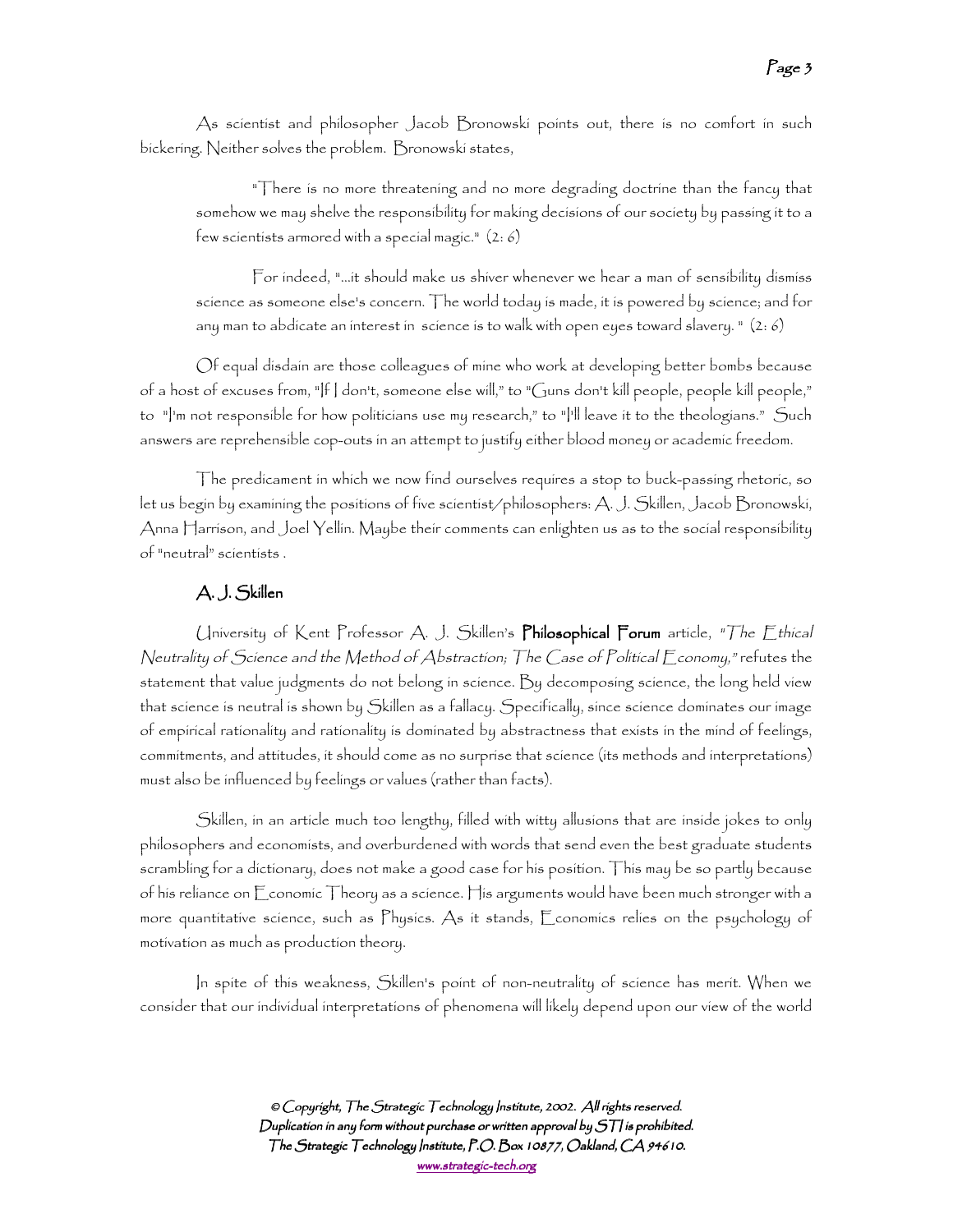As scientist and philosopher Jacob Bronowski points out, there is no comfort in such bickering. Neither solves the problem. Bronowski states,

> "There is no more threatening and no more degrading doctrine than the fancy that somehow we may shelve the responsibility for making decisions of our society by passing it to a few scientists armored with a special magic." (2: 6)
>
> For indeed, "...it should make us shiver whenever we hear a man of sensibility dismiss science as someone else's concern. The world today is made, it is powered by science; and for any man to abdicate an interest in science is to walk with open eyes toward slavery. " (2: 6)

Of equal disdain are those colleagues of mine who work at developing better bombs because of a host of excuses from, "If I don't, someone else will," to "Guns don't kill people, people kill people," to "I'm not responsible for how politicians use my research," to "I'll leave it to the theologians." Such answers are reprehensible cop-outs in an attempt to justify either blood money or academic freedom.

The predicament in which we now find ourselves requires a stop to buck-passing rhetoric, so let us begin by examining the positions of five scientist/philosophers: A. J. Skillen, Jacob Bronowski, Anna Harrison, and Joel Yellin. Maybe their comments can enlighten us as to the social responsibility of "neutral" scientists .

## A. J. Skillen

University of Kent Professor A. J. Skillen's **Philosophical Forum** article, *"The Ethical Neutrality of Science and the Method of Abstraction; The Case of Political Economy,"* refutes the statement that value judgments do not belong in science. By decomposing science, the long held view that science is neutral is shown by Skillen as a fallacy. Specifically, since science dominates our image of empirical rationality and rationality is dominated by abstractness that exists in the mind of feelings, commitments, and attitudes, it should come as no surprise that science (its methods and interpretations) must also be influenced by feelings or values (rather than facts).

Skillen, in an article much too lengthy, filled with witty allusions that are inside jokes to only philosophers and economists, and overburdened with words that send even the best graduate students scrambling for a dictionary, does not make a good case for his position. This may be so partly because of his reliance on Economic Theory as a science. His arguments would have been much stronger with a more quantitative science, such as Physics. As it stands, Economics relies on the psychology of motivation as much as production theory.

In spite of this weakness, Skillen's point of non-neutrality of science has merit. When we consider that our individual interpretations of phenomena will likely depend upon our view of the world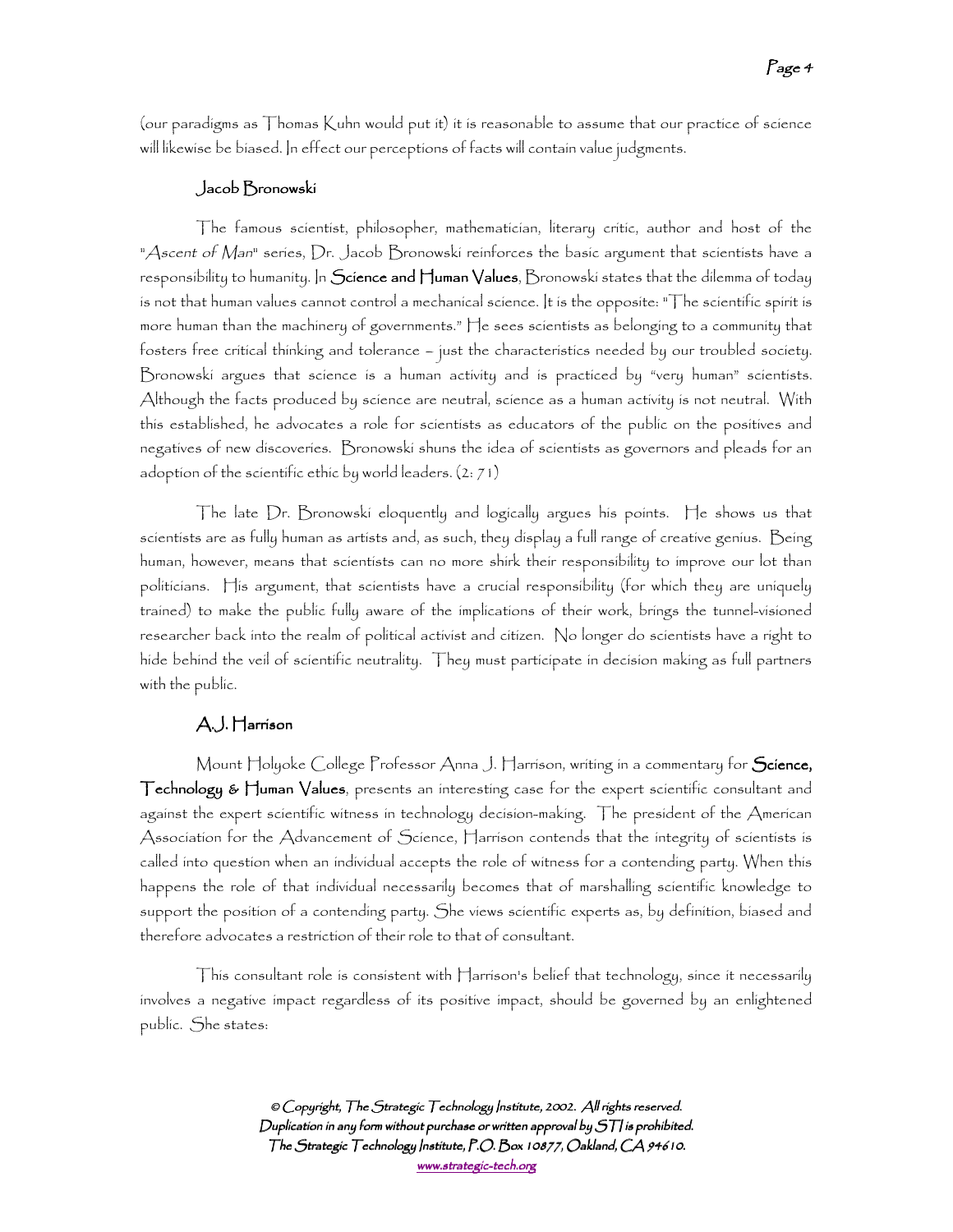(our paradigms as Thomas Kuhn would put it) it is reasonable to assume that our practice of science will likewise be biased. In effect our perceptions of facts will contain value judgments.

### Jacob Bronowski

The famous scientist, philosopher, mathematician, literary critic, author and host of the "*Ascent of Man*" series, Dr. Jacob Bronowski reinforces the basic argument that scientists have a responsibility to humanity. In **Science and Human Values**, Bronowski states that the dilemma of today is not that human values cannot control a mechanical science. It is the opposite: "The scientific spirit is more human than the machinery of governments." He sees scientists as belonging to a community that fosters free critical thinking and tolerance – just the characteristics needed by our troubled society. Bronowski argues that science is a human activity and is practiced by "very human" scientists. Although the facts produced by science are neutral, science as a human activity is not neutral. With this established, he advocates a role for scientists as educators of the public on the positives and negatives of new discoveries. Bronowski shuns the idea of scientists as governors and pleads for an adoption of the scientific ethic by world leaders. (2: 71)

The late Dr. Bronowski eloquently and logically argues his points. He shows us that scientists are as fully human as artists and, as such, they display a full range of creative genius. Being human, however, means that scientists can no more shirk their responsibility to improve our lot than politicians. His argument, that scientists have a crucial responsibility (for which they are uniquely trained) to make the public fully aware of the implications of their work, brings the tunnel-visioned researcher back into the realm of political activist and citizen. No longer do scientists have a right to hide behind the veil of scientific neutrality. They must participate in decision making as full partners with the public.

### A.J. Harrison

Mount Holyoke College Professor Anna J. Harrison, writing in a commentary for **Science, Technology & Human Values**, presents an interesting case for the expert scientific consultant and against the expert scientific witness in technology decision-making. The president of the American Association for the Advancement of Science, Harrison contends that the integrity of scientists is called into question when an individual accepts the role of witness for a contending party. When this happens the role of that individual necessarily becomes that of marshalling scientific knowledge to support the position of a contending party. She views scientific experts as, by definition, biased and therefore advocates a restriction of their role to that of consultant.

This consultant role is consistent with Harrison's belief that technology, since it necessarily involves a negative impact regardless of its positive impact, should be governed by an enlightened public. She states: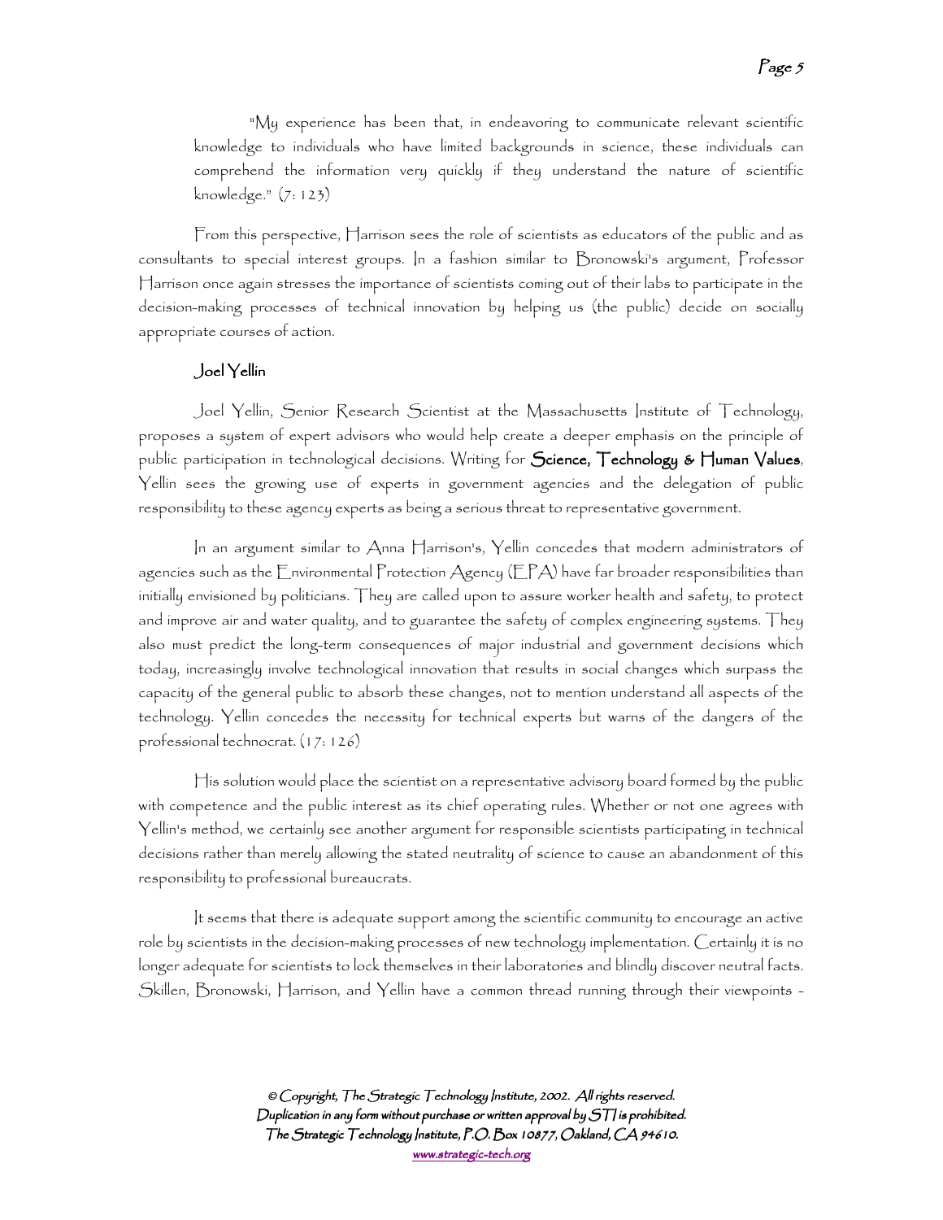> "My experience has been that, in endeavoring to communicate relevant scientific knowledge to individuals who have limited backgrounds in science, these individuals can comprehend the information very quickly if they understand the nature of scientific knowledge." (7: 123)

From this perspective, Harrison sees the role of scientists as educators of the public and as consultants to special interest groups. In a fashion similar to Bronowski's argument, Professor Harrison once again stresses the importance of scientists coming out of their labs to participate in the decision-making processes of technical innovation by helping us (the public) decide on socially appropriate courses of action.

### Joel Yellin

Joel Yellin, Senior Research Scientist at the Massachusetts Institute of Technology, proposes a system of expert advisors who would help create a deeper emphasis on the principle of public participation in technological decisions. Writing for **Science, Technology & Human Values**, Yellin sees the growing use of experts in government agencies and the delegation of public responsibility to these agency experts as being a serious threat to representative government.

In an argument similar to Anna Harrison's, Yellin concedes that modern administrators of agencies such as the Environmental Protection Agency (EPA) have far broader responsibilities than initially envisioned by politicians. They are called upon to assure worker health and safety, to protect and improve air and water quality, and to guarantee the safety of complex engineering systems. They also must predict the long-term consequences of major industrial and government decisions which today, increasingly involve technological innovation that results in social changes which surpass the capacity of the general public to absorb these changes, not to mention understand all aspects of the technology. Yellin concedes the necessity for technical experts but warns of the dangers of the professional technocrat. (17: 126)

His solution would place the scientist on a representative advisory board formed by the public with competence and the public interest as its chief operating rules. Whether or not one agrees with Yellin's method, we certainly see another argument for responsible scientists participating in technical decisions rather than merely allowing the stated neutrality of science to cause an abandonment of this responsibility to professional bureaucrats.

It seems that there is adequate support among the scientific community to encourage an active role by scientists in the decision-making processes of new technology implementation. Certainly it is no longer adequate for scientists to lock themselves in their laboratories and blindly discover neutral facts. Skillen, Bronowski, Harrison, and Yellin have a common thread running through their viewpoints -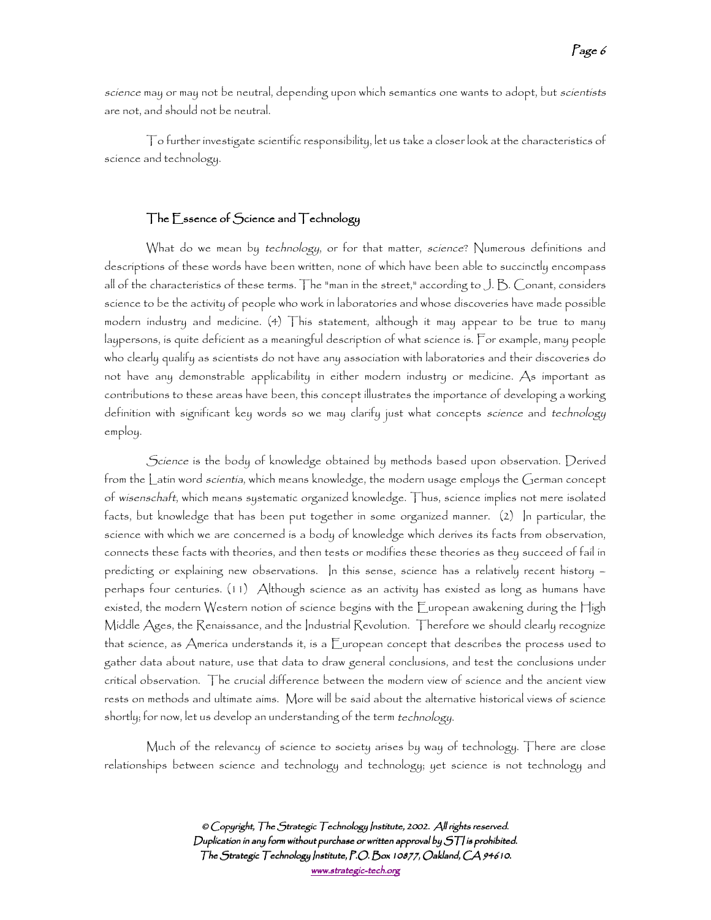*science* may or may not be neutral, depending upon which semantics one wants to adopt, but *scientists* are not, and should not be neutral.

To further investigate scientific responsibility, let us take a closer look at the characteristics of science and technology.

## The Essence of Science and Technology

What do we mean by *technology*, or for that matter, *science*? Numerous definitions and descriptions of these words have been written, none of which have been able to succinctly encompass all of the characteristics of these terms. The "man in the street," according to J. B. Conant, considers science to be the activity of people who work in laboratories and whose discoveries have made possible modern industry and medicine. (4) This statement, although it may appear to be true to many laypersons, is quite deficient as a meaningful description of what science is. For example, many people who clearly qualify as scientists do not have any association with laboratories and their discoveries do not have any demonstrable applicability in either modern industry or medicine. As important as contributions to these areas have been, this concept illustrates the importance of developing a working definition with significant key words so we may clarify just what concepts *science* and *technology* employ.

*Science* is the body of knowledge obtained by methods based upon observation. Derived from the Latin word *scientia*, which means knowledge, the modern usage employs the German concept of *wisenschaft*, which means systematic organized knowledge. Thus, science implies not mere isolated facts, but knowledge that has been put together in some organized manner. (2) In particular, the science with which we are concerned is a body of knowledge which derives its facts from observation, connects these facts with theories, and then tests or modifies these theories as they succeed of fail in predicting or explaining new observations. In this sense, science has a relatively recent history – perhaps four centuries. (11) Although science as an activity has existed as long as humans have existed, the modern Western notion of science begins with the European awakening during the High Middle Ages, the Renaissance, and the Industrial Revolution. Therefore we should clearly recognize that science, as America understands it, is a European concept that describes the process used to gather data about nature, use that data to draw general conclusions, and test the conclusions under critical observation. The crucial difference between the modern view of science and the ancient view rests on methods and ultimate aims. More will be said about the alternative historical views of science shortly; for now, let us develop an understanding of the term *technology*.

Much of the relevancy of science to society arises by way of technology. There are close relationships between science and technology and technology; yet science is not technology and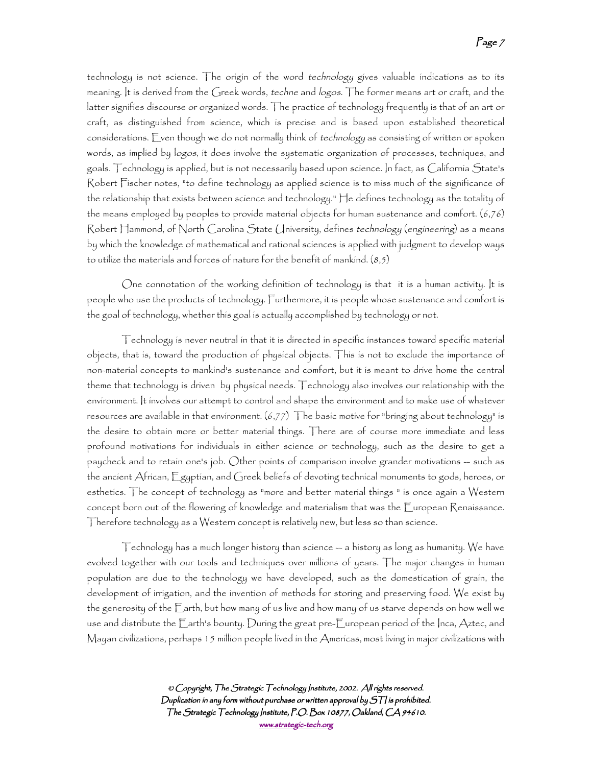technology is not science. The origin of the word *technology* gives valuable indications as to its meaning. It is derived from the Greek words, *techne* and *logos*. The former means art or craft, and the latter signifies discourse or organized words. The practice of technology frequently is that of an art or craft, as distinguished from science, which is precise and is based upon established theoretical considerations. Even though we do not normally think of *technology* as consisting of written or spoken words, as implied by *logos*, it does involve the systematic organization of processes, techniques, and goals. Technology is applied, but is not necessarily based upon science. In fact, as California State's Robert Fischer notes, "to define technology as applied science is to miss much of the significance of the relationship that exists between science and technology." He defines technology as the totality of the means employed by peoples to provide material objects for human sustenance and comfort. (6,76) Robert Hammond, of North Carolina State University, defines *technology* (*engineering*) as a means by which the knowledge of mathematical and rational sciences is applied with judgment to develop ways to utilize the materials and forces of nature for the benefit of mankind. (8,5)

One connotation of the working definition of technology is that it is a human activity. It is people who use the products of technology. Furthermore, it is people whose sustenance and comfort is the goal of technology, whether this goal is actually accomplished by technology or not.

Technology is never neutral in that it is directed in specific instances toward specific material objects, that is, toward the production of physical objects. This is not to exclude the importance of non-material concepts to mankind's sustenance and comfort, but it is meant to drive home the central theme that technology is driven by physical needs. Technology also involves our relationship with the environment. It involves our attempt to control and shape the environment and to make use of whatever resources are available in that environment. (6,77) The basic motive for "bringing about technology" is the desire to obtain more or better material things. There are of course more immediate and less profound motivations for individuals in either science or technology, such as the desire to get a paycheck and to retain one's job. Other points of comparison involve grander motivations -- such as the ancient African, Egyptian, and Greek beliefs of devoting technical monuments to gods, heroes, or esthetics. The concept of technology as "more and better material things " is once again a Western concept born out of the flowering of knowledge and materialism that was the European Renaissance. Therefore technology as a Western concept is relatively new, but less so than science.

Technology has a much longer history than science -- a history as long as humanity. We have evolved together with our tools and techniques over millions of years. The major changes in human population are due to the technology we have developed, such as the domestication of grain, the development of irrigation, and the invention of methods for storing and preserving food. We exist by the generosity of the Earth, but how many of us live and how many of us starve depends on how well we use and distribute the Earth's bounty. During the great pre-European period of the Inca, Aztec, and Mayan civilizations, perhaps 15 million people lived in the Americas, most living in major civilizations with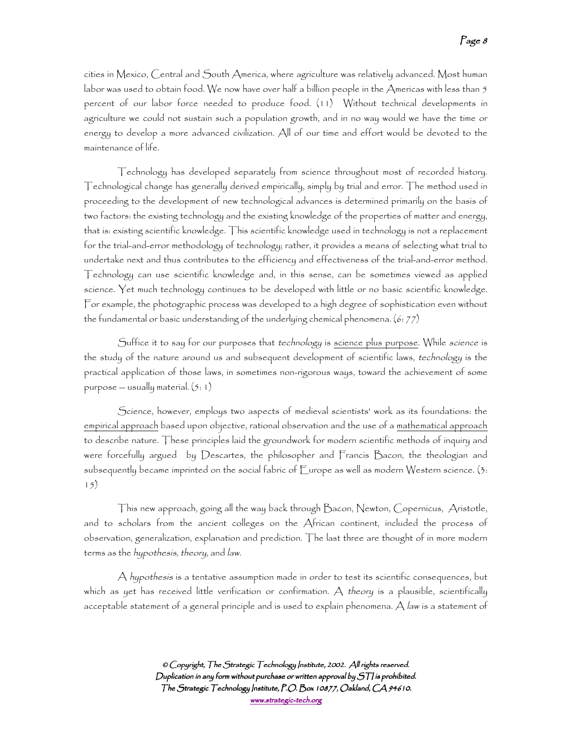cities in Mexico, Central and South America, where agriculture was relatively advanced. Most human labor was used to obtain food. We now have over half a billion people in the Americas with less than 5 percent of our labor force needed to produce food. (11) Without technical developments in agriculture we could not sustain such a population growth, and in no way would we have the time or energy to develop a more advanced civilization. All of our time and effort would be devoted to the maintenance of life.

Technology has developed separately from science throughout most of recorded history. Technological change has generally derived empirically, simply by trial and error. The method used in proceeding to the development of new technological advances is determined primarily on the basis of two factors: the existing technology and the existing knowledge of the properties of matter and energy, that is: existing scientific knowledge. This scientific knowledge used in technology is not a replacement for the trial-and-error methodology of technology; rather, it provides a means of selecting what trial to undertake next and thus contributes to the efficiency and effectiveness of the trial-and-error method. Technology can use scientific knowledge and, in this sense, can be sometimes viewed as applied science. Yet much technology continues to be developed with little or no basic scientific knowledge. For example, the photographic process was developed to a high degree of sophistication even without the fundamental or basic understanding of the underlying chemical phenomena. (6: 77)

Suffice it to say for our purposes that *technology* is <u>science plus purpose</u>. While *science* is the study of the nature around us and subsequent development of scientific laws, *technology* is the practical application of those laws, in sometimes non-rigorous ways, toward the achievement of some purpose -- usually material. (5: 1)

Science, however, employs two aspects of medieval scientists' work as its foundations: the <u>empirical approach</u> based upon objective, rational observation and the use of a <u>mathematical approach</u> to describe nature. These principles laid the groundwork for modern scientific methods of inquiry and were forcefully argued by Descartes, the philosopher and Francis Bacon, the theologian and subsequently became imprinted on the social fabric of Europe as well as modern Western science. (3: 15)

This new approach, going all the way back through Bacon, Newton, Copernicus, Aristotle, and to scholars from the ancient colleges on the African continent, included the process of observation, generalization, explanation and prediction. The last three are thought of in more modern terms as the *hypothesis*, *theory*, and *law*.

A *hypothesis* is a tentative assumption made in order to test its scientific consequences, but which as yet has received little verification or confirmation. A *theory* is a plausible, scientifically acceptable statement of a general principle and is used to explain phenomena. A *law* is a statement of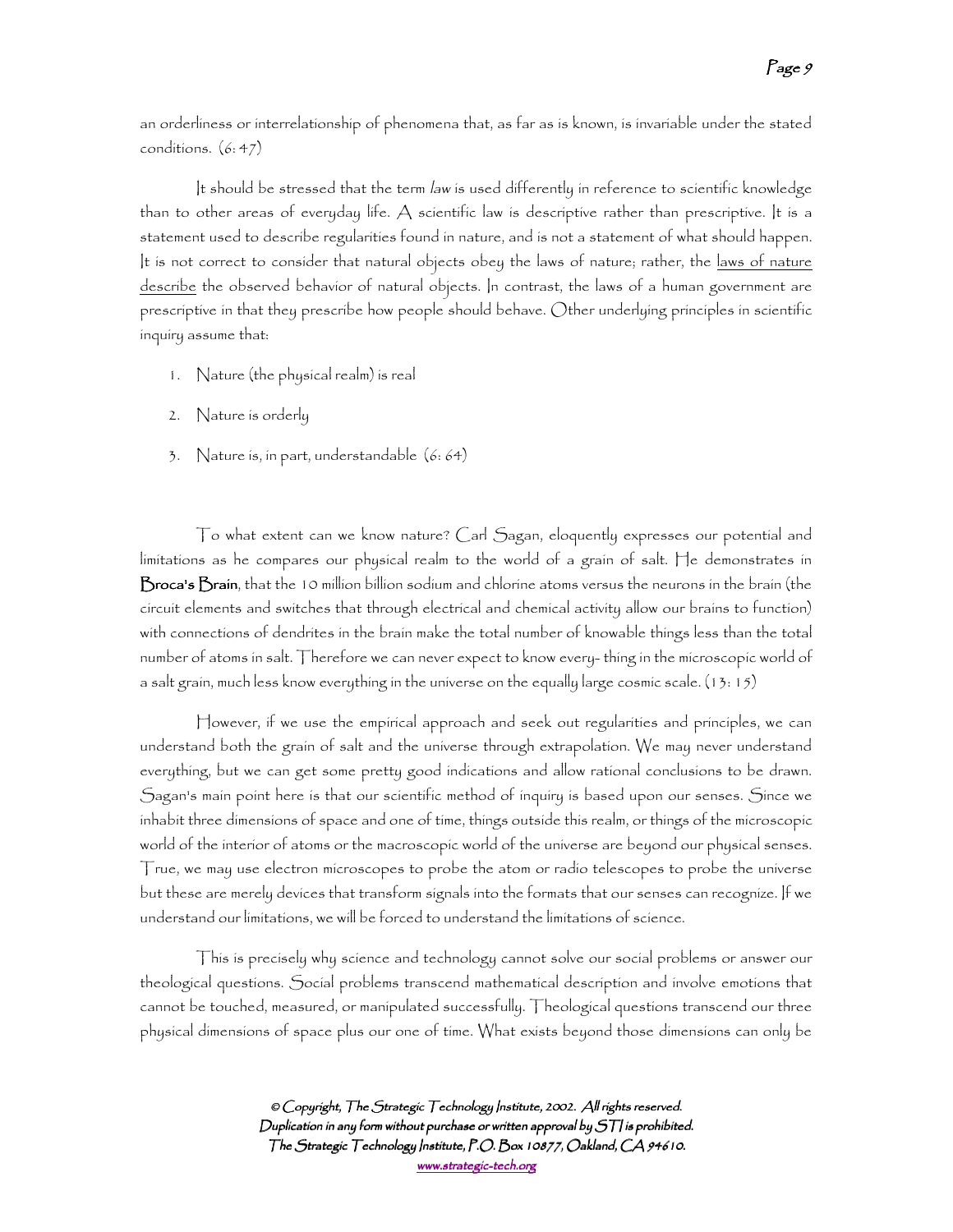an orderliness or interrelationship of phenomena that, as far as is known, is invariable under the stated conditions. (6: 47)

It should be stressed that the term *law* is used differently in reference to scientific knowledge than to other areas of everyday life. A scientific law is descriptive rather than prescriptive. It is a statement used to describe regularities found in nature, and is not a statement of what should happen. It is not correct to consider that natural objects obey the laws of nature; rather, the <u>laws of nature describe</u> the observed behavior of natural objects. In contrast, the laws of a human government are prescriptive in that they prescribe how people should behave. Other underlying principles in scientific inquiry assume that:

1. Nature (the physical realm) is real
2. Nature is orderly
3. Nature is, in part, understandable (6: 64)

To what extent can we know nature? Carl Sagan, eloquently expresses our potential and limitations as he compares our physical realm to the world of a grain of salt. He demonstrates in **Broca's Brain**, that the 10 million billion sodium and chlorine atoms versus the neurons in the brain (the circuit elements and switches that through electrical and chemical activity allow our brains to function) with connections of dendrites in the brain make the total number of knowable things less than the total number of atoms in salt. Therefore we can never expect to know every- thing in the microscopic world of a salt grain, much less know everything in the universe on the equally large cosmic scale. (13: 15)

However, if we use the empirical approach and seek out regularities and principles, we can understand both the grain of salt and the universe through extrapolation. We may never understand everything, but we can get some pretty good indications and allow rational conclusions to be drawn. Sagan's main point here is that our scientific method of inquiry is based upon our senses. Since we inhabit three dimensions of space and one of time, things outside this realm, or things of the microscopic world of the interior of atoms or the macroscopic world of the universe are beyond our physical senses. True, we may use electron microscopes to probe the atom or radio telescopes to probe the universe but these are merely devices that transform signals into the formats that our senses can recognize. If we understand our limitations, we will be forced to understand the limitations of science.

This is precisely why science and technology cannot solve our social problems or answer our theological questions. Social problems transcend mathematical description and involve emotions that cannot be touched, measured, or manipulated successfully. Theological questions transcend our three physical dimensions of space plus our one of time. What exists beyond those dimensions can only be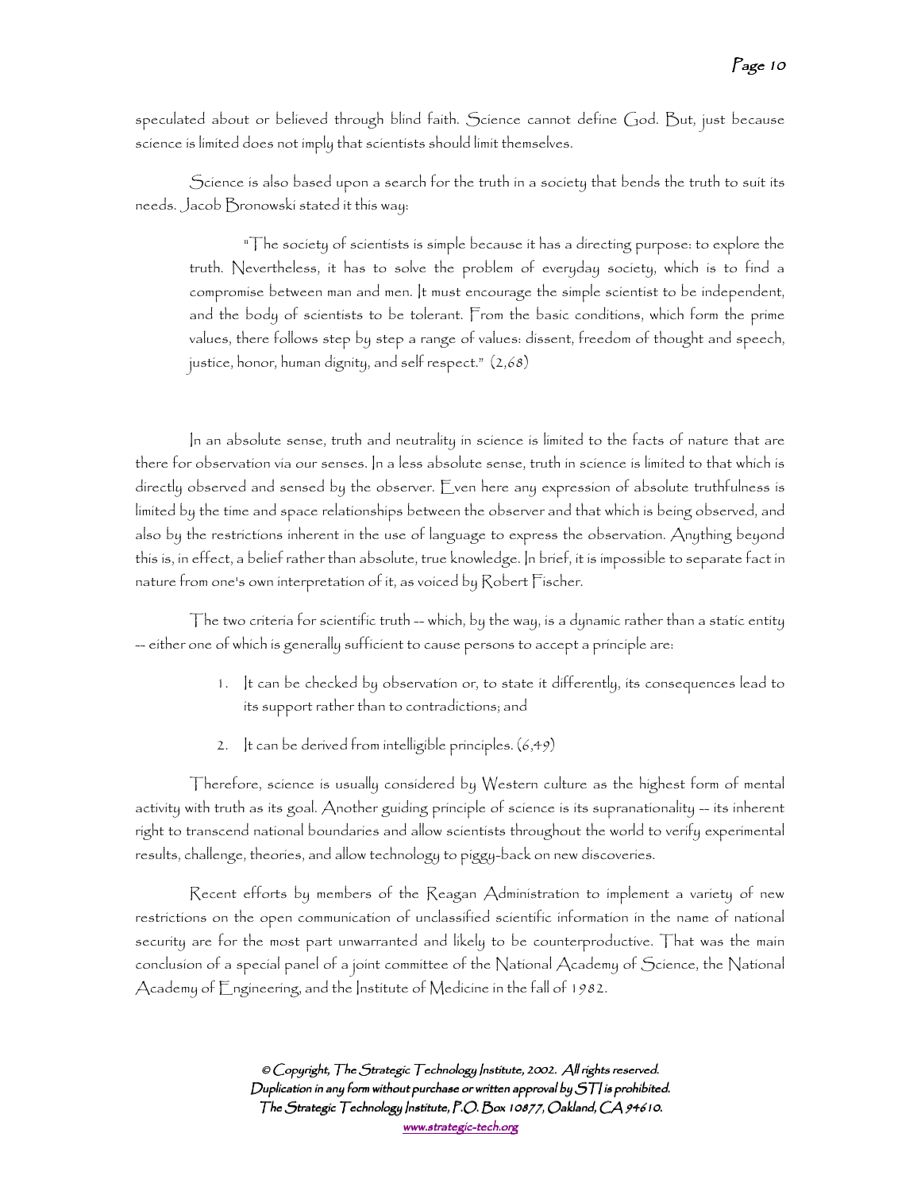speculated about or believed through blind faith. Science cannot define God. But, just because science is limited does not imply that scientists should limit themselves.

Science is also based upon a search for the truth in a society that bends the truth to suit its needs. Jacob Bronowski stated it this way:

> "The society of scientists is simple because it has a directing purpose: to explore the truth. Nevertheless, it has to solve the problem of everyday society, which is to find a compromise between man and men. It must encourage the simple scientist to be independent, and the body of scientists to be tolerant. From the basic conditions, which form the prime values, there follows step by step a range of values: dissent, freedom of thought and speech, justice, honor, human dignity, and self respect." (2,68)

In an absolute sense, truth and neutrality in science is limited to the facts of nature that are there for observation via our senses. In a less absolute sense, truth in science is limited to that which is directly observed and sensed by the observer. Even here any expression of absolute truthfulness is limited by the time and space relationships between the observer and that which is being observed, and also by the restrictions inherent in the use of language to express the observation. Anything beyond this is, in effect, a belief rather than absolute, true knowledge. In brief, it is impossible to separate fact in nature from one's own interpretation of it, as voiced by Robert Fischer.

The two criteria for scientific truth -- which, by the way, is a dynamic rather than a static entity -- either one of which is generally sufficient to cause persons to accept a principle are:

1. It can be checked by observation or, to state it differently, its consequences lead to its support rather than to contradictions; and
2. It can be derived from intelligible principles. (6,49)

Therefore, science is usually considered by Western culture as the highest form of mental activity with truth as its goal. Another guiding principle of science is its supranationality -- its inherent right to transcend national boundaries and allow scientists throughout the world to verify experimental results, challenge, theories, and allow technology to piggy-back on new discoveries.

Recent efforts by members of the Reagan Administration to implement a variety of new restrictions on the open communication of unclassified scientific information in the name of national security are for the most part unwarranted and likely to be counterproductive. That was the main conclusion of a special panel of a joint committee of the National Academy of Science, the National Academy of Engineering, and the Institute of Medicine in the fall of 1982.

© Copyright, The Strategic Technology Institute, 2002. All rights reserved.
Duplication in any form without purchase or written approval by STI is prohibited.
The Strategic Technology Institute, P.O. Box 10877, Oakland, CA 94610.
www.strategic-tech.org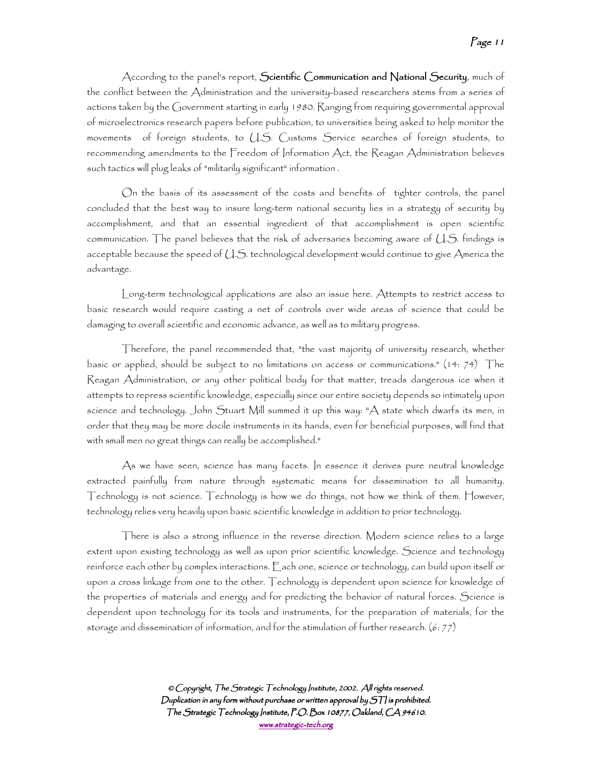According to the panel's report, **Scientific Communication and National Security**, much of the conflict between the Administration and the university-based researchers stems from a series of actions taken by the Government starting in early 1980. Ranging from requiring governmental approval of microelectronics research papers before publication, to universities being asked to help monitor the movements of foreign students, to U.S. Customs Service searches of foreign students, to recommending amendments to the Freedom of Information Act, the Reagan Administration believes such tactics will plug leaks of "militarily significant" information .

On the basis of its assessment of the costs and benefits of tighter controls, the panel concluded that the best way to insure long-term national security lies in a strategy of security by accomplishment, and that an essential ingredient of that accomplishment is open scientific communication. The panel believes that the risk of adversaries becoming aware of U.S. findings is acceptable because the speed of U.S. technological development would continue to give America the advantage.

Long-term technological applications are also an issue here. Attempts to restrict access to basic research would require casting a net of controls over wide areas of science that could be damaging to overall scientific and economic advance, as well as to military progress.

Therefore, the panel recommended that, "the vast majority of university research, whether basic or applied, should be subject to no limitations on access or communications." (14: 74) The Reagan Administration, or any other political body for that matter, treads dangerous ice when it attempts to repress scientific knowledge, especially since our entire society depends so intimately upon science and technology. John Stuart Mill summed it up this way: "A state which dwarfs its men, in order that they may be more docile instruments in its hands, even for beneficial purposes, will find that with small men no great things can really be accomplished."

As we have seen, science has many facets. In essence it derives pure neutral knowledge extracted painfully from nature through systematic means for dissemination to all humanity. Technology is not science. Technology is how we do things, not how we think of them. However, technology relies very heavily upon basic scientific knowledge in addition to prior technology.

There is also a strong influence in the reverse direction. Modern science relies to a large extent upon existing technology as well as upon prior scientific knowledge. Science and technology reinforce each other by complex interactions. Each one, science or technology, can build upon itself or upon a cross linkage from one to the other. Technology is dependent upon science for knowledge of the properties of materials and energy and for predicting the behavior of natural forces. Science is dependent upon technology for its tools and instruments, for the preparation of materials, for the storage and dissemination of information, and for the stimulation of further research. (6: 77)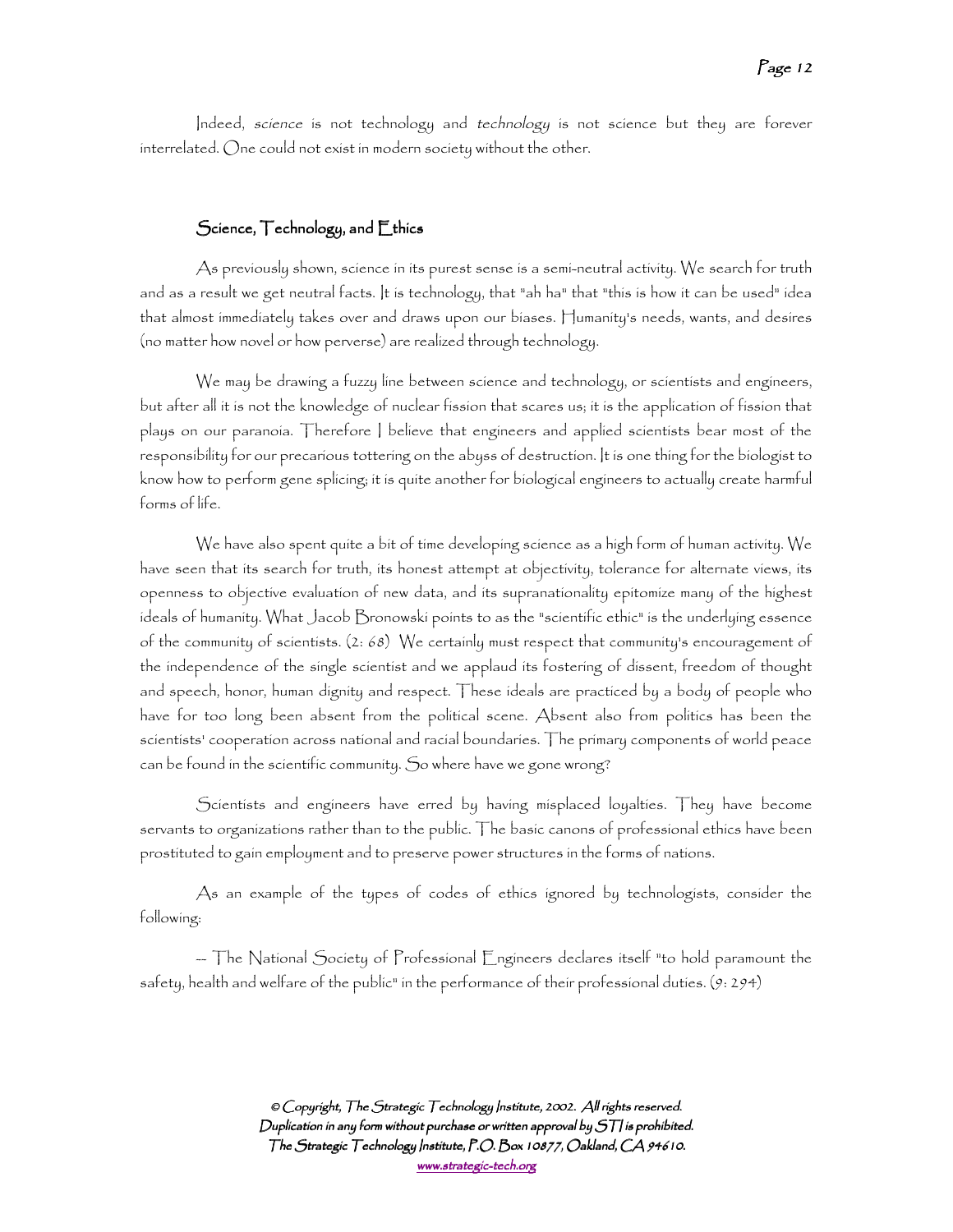Indeed, *science* is not technology and *technology* is not science but they are forever interrelated. One could not exist in modern society without the other.

## Science, Technology, and Ethics

As previously shown, science in its purest sense is a semi-neutral activity. We search for truth and as a result we get neutral facts. It is technology, that "ah ha" that "this is how it can be used" idea that almost immediately takes over and draws upon our biases. Humanity's needs, wants, and desires (no matter how novel or how perverse) are realized through technology.

We may be drawing a fuzzy line between science and technology, or scientists and engineers, but after all it is not the knowledge of nuclear fission that scares us; it is the application of fission that plays on our paranoia. Therefore I believe that engineers and applied scientists bear most of the responsibility for our precarious tottering on the abyss of destruction. It is one thing for the biologist to know how to perform gene splicing; it is quite another for biological engineers to actually create harmful forms of life.

We have also spent quite a bit of time developing science as a high form of human activity. We have seen that its search for truth, its honest attempt at objectivity, tolerance for alternate views, its openness to objective evaluation of new data, and its supranationality epitomize many of the highest ideals of humanity. What Jacob Bronowski points to as the "scientific ethic" is the underlying essence of the community of scientists. (2: 68) We certainly must respect that community's encouragement of the independence of the single scientist and we applaud its fostering of dissent, freedom of thought and speech, honor, human dignity and respect. These ideals are practiced by a body of people who have for too long been absent from the political scene. Absent also from politics has been the scientists' cooperation across national and racial boundaries. The primary components of world peace can be found in the scientific community. So where have we gone wrong?

Scientists and engineers have erred by having misplaced loyalties. They have become servants to organizations rather than to the public. The basic canons of professional ethics have been prostituted to gain employment and to preserve power structures in the forms of nations.

As an example of the types of codes of ethics ignored by technologists, consider the following:

-- The National Society of Professional Engineers declares itself "to hold paramount the safety, health and welfare of the public" in the performance of their professional duties. (9: 294)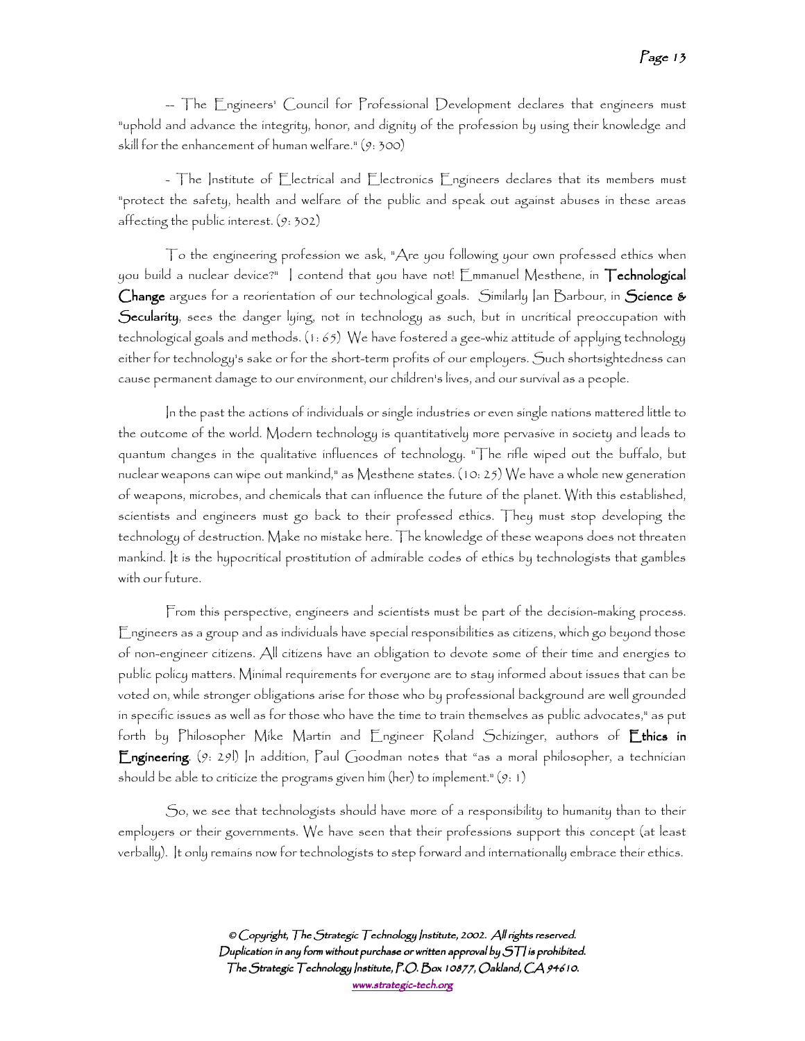-- The Engineers' Council for Professional Development declares that engineers must "uphold and advance the integrity, honor, and dignity of the profession by using their knowledge and skill for the enhancement of human welfare." (9: 300)

- The Institute of Electrical and Electronics Engineers declares that its members must "protect the safety, health and welfare of the public and speak out against abuses in these areas affecting the public interest. (9: 302)

To the engineering profession we ask, "Are you following your own professed ethics when you build a nuclear device?" I contend that you have not! Emmanuel Mesthene, in **Technological Change** argues for a reorientation of our technological goals. Similarly Ian Barbour, in **Science & Secularity**, sees the danger lying, not in technology as such, but in uncritical preoccupation with technological goals and methods. (1: 65) We have fostered a gee-whiz attitude of applying technology either for technology's sake or for the short-term profits of our employers. Such shortsightedness can cause permanent damage to our environment, our children's lives, and our survival as a people.

In the past the actions of individuals or single industries or even single nations mattered little to the outcome of the world. Modern technology is quantitatively more pervasive in society and leads to quantum changes in the qualitative influences of technology. "The rifle wiped out the buffalo, but nuclear weapons can wipe out mankind," as Mesthene states. (10: 25) We have a whole new generation of weapons, microbes, and chemicals that can influence the future of the planet. With this established, scientists and engineers must go back to their professed ethics. They must stop developing the technology of destruction. Make no mistake here. The knowledge of these weapons does not threaten mankind. It is the hypocritical prostitution of admirable codes of ethics by technologists that gambles with our future.

From this perspective, engineers and scientists must be part of the decision-making process. Engineers as a group and as individuals have special responsibilities as citizens, which go beyond those of non-engineer citizens. All citizens have an obligation to devote some of their time and energies to public policy matters. Minimal requirements for everyone are to stay informed about issues that can be voted on, while stronger obligations arise for those who by professional background are well grounded in specific issues as well as for those who have the time to train themselves as public advocates," as put forth by Philosopher Mike Martin and Engineer Roland Schizinger, authors of **Ethics in Engineering**. (9: 291) In addition, Paul Goodman notes that "as a moral philosopher, a technician should be able to criticize the programs given him (her) to implement." (9: 1)

So, we see that technologists should have more of a responsibility to humanity than to their employers or their governments. We have seen that their professions support this concept (at least verbally). It only remains now for technologists to step forward and internationally embrace their ethics.

*© Copyright, The Strategic Technology Institute, 2002. All rights reserved.*
*Duplication in any form without purchase or written approval by STI is prohibited.*
*The Strategic Technology Institute, P.O. Box 10877, Oakland, CA 94610.*
*www.strategic-tech.org*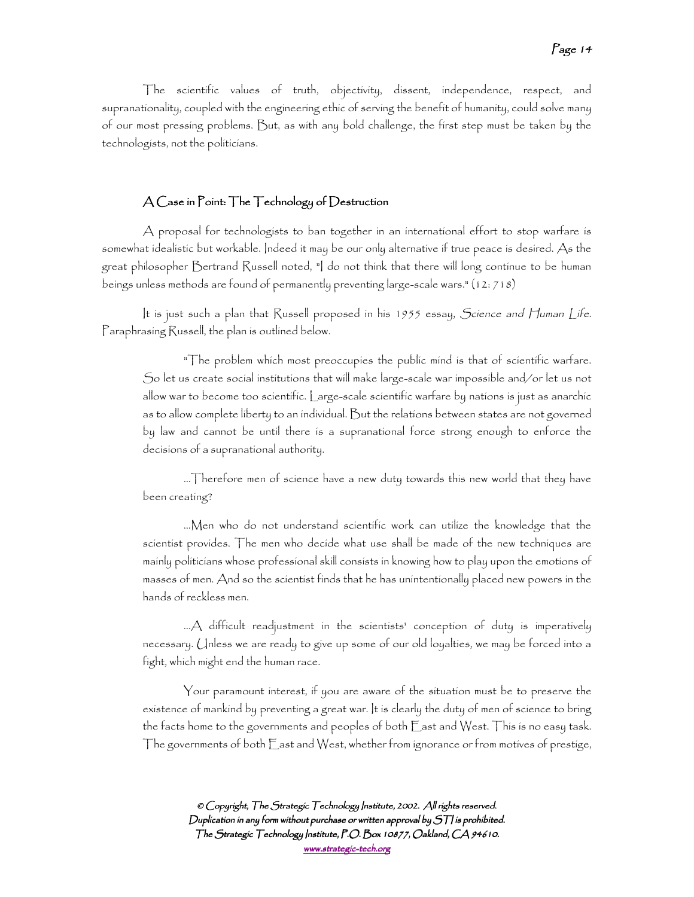The scientific values of truth, objectivity, dissent, independence, respect, and supranationality, coupled with the engineering ethic of serving the benefit of humanity, could solve many of our most pressing problems. But, as with any bold challenge, the first step must be taken by the technologists, not the politicians.

## A Case in Point: The Technology of Destruction

A proposal for technologists to ban together in an international effort to stop warfare is somewhat idealistic but workable. Indeed it may be our only alternative if true peace is desired. As the great philosopher Bertrand Russell noted, "I do not think that there will long continue to be human beings unless methods are found of permanently preventing large-scale wars." (12: 718)

It is just such a plan that Russell proposed in his 1955 essay, *Science and Human Life*. Paraphrasing Russell, the plan is outlined below.

> "The problem which most preoccupies the public mind is that of scientific warfare. So let us create social institutions that will make large-scale war impossible and/or let us not allow war to become too scientific. Large-scale scientific warfare by nations is just as anarchic as to allow complete liberty to an individual. But the relations between states are not governed by law and cannot be until there is a supranational force strong enough to enforce the decisions of a supranational authority.
>
> ...Therefore men of science have a new duty towards this new world that they have been creating?
>
> ...Men who do not understand scientific work can utilize the knowledge that the scientist provides. The men who decide what use shall be made of the new techniques are mainly politicians whose professional skill consists in knowing how to play upon the emotions of masses of men. And so the scientist finds that he has unintentionally placed new powers in the hands of reckless men.
>
> ...A difficult readjustment in the scientists' conception of duty is imperatively necessary. Unless we are ready to give up some of our old loyalties, we may be forced into a fight, which might end the human race.
>
> Your paramount interest, if you are aware of the situation must be to preserve the existence of mankind by preventing a great war. It is clearly the duty of men of science to bring the facts home to the governments and peoples of both East and West. This is no easy task. The governments of both East and West, whether from ignorance or from motives of prestige,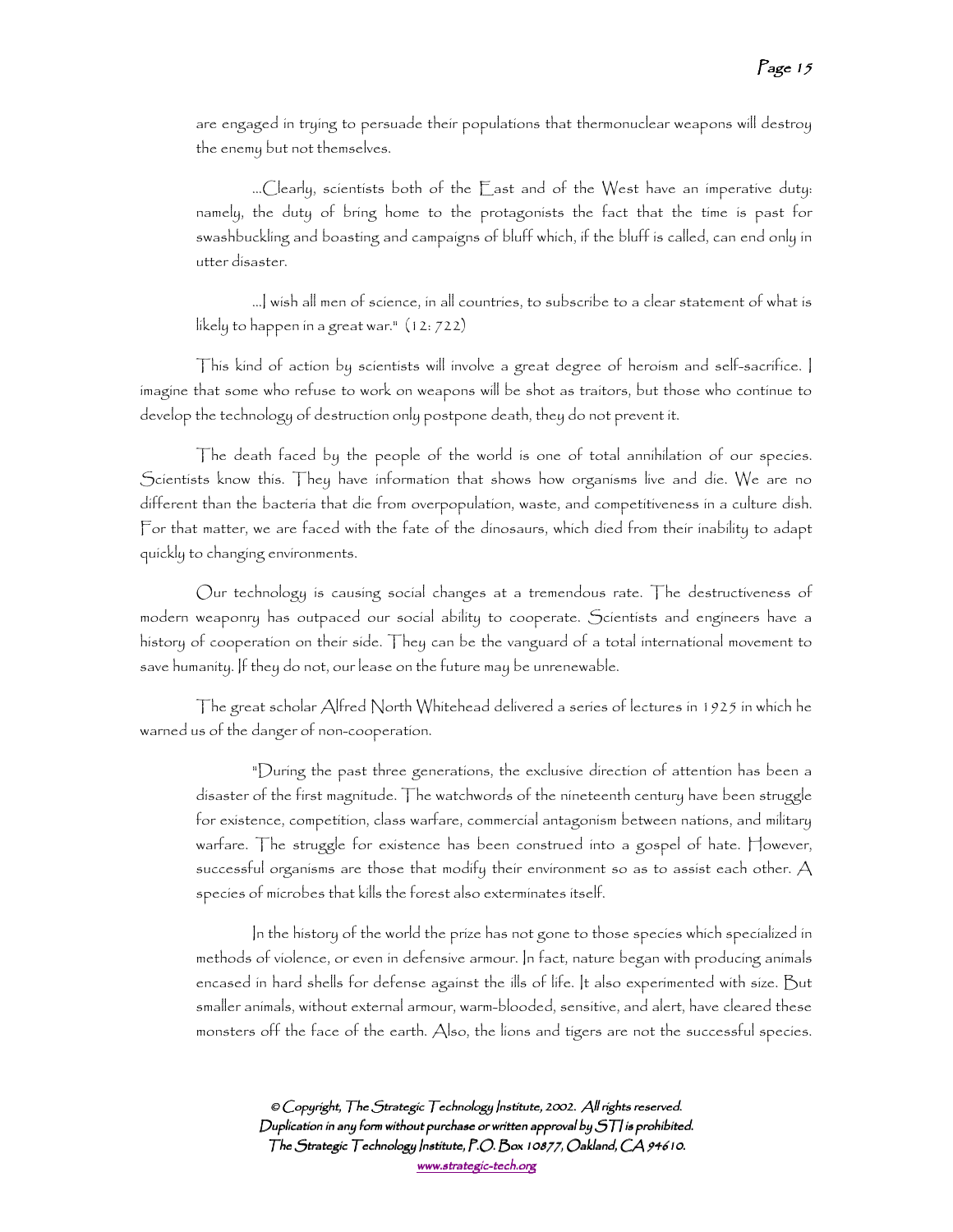are engaged in trying to persuade their populations that thermonuclear weapons will destroy the enemy but not themselves.

> ...Clearly, scientists both of the East and of the West have an imperative duty: namely, the duty of bring home to the protagonists the fact that the time is past for swashbuckling and boasting and campaigns of bluff which, if the bluff is called, can end only in utter disaster.
>
> ...I wish all men of science, in all countries, to subscribe to a clear statement of what is likely to happen in a great war." (12: 722)

This kind of action by scientists will involve a great degree of heroism and self-sacrifice. I imagine that some who refuse to work on weapons will be shot as traitors, but those who continue to develop the technology of destruction only postpone death, they do not prevent it.

The death faced by the people of the world is one of total annihilation of our species. Scientists know this. They have information that shows how organisms live and die. We are no different than the bacteria that die from overpopulation, waste, and competitiveness in a culture dish. For that matter, we are faced with the fate of the dinosaurs, which died from their inability to adapt quickly to changing environments.

Our technology is causing social changes at a tremendous rate. The destructiveness of modern weaponry has outpaced our social ability to cooperate. Scientists and engineers have a history of cooperation on their side. They can be the vanguard of a total international movement to save humanity. If they do not, our lease on the future may be unrenewable.

The great scholar Alfred North Whitehead delivered a series of lectures in 1925 in which he warned us of the danger of non-cooperation.

> "During the past three generations, the exclusive direction of attention has been a disaster of the first magnitude. The watchwords of the nineteenth century have been struggle for existence, competition, class warfare, commercial antagonism between nations, and military warfare. The struggle for existence has been construed into a gospel of hate. However, successful organisms are those that modify their environment so as to assist each other. A species of microbes that kills the forest also exterminates itself.
>
> In the history of the world the prize has not gone to those species which specialized in methods of violence, or even in defensive armour. In fact, nature began with producing animals encased in hard shells for defense against the ills of life. It also experimented with size. But smaller animals, without external armour, warm-blooded, sensitive, and alert, have cleared these monsters off the face of the earth. Also, the lions and tigers are not the successful species.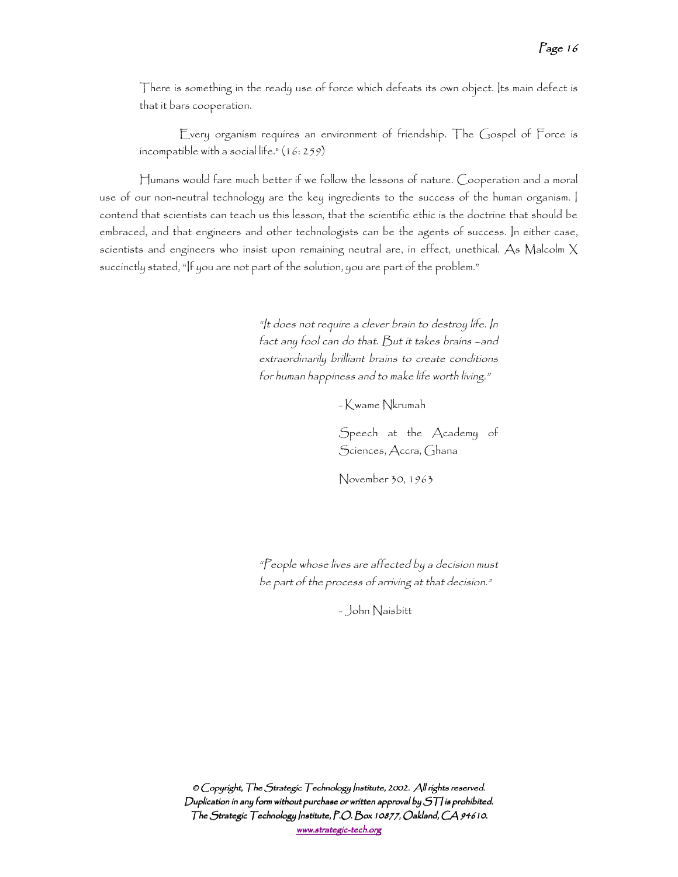There is something in the ready use of force which defeats its own object. Its main defect is that it bars cooperation.

Every organism requires an environment of friendship. The Gospel of Force is incompatible with a social life." (16: 259)

Humans would fare much better if we follow the lessons of nature. Cooperation and a moral use of our non-neutral technology are the key ingredients to the success of the human organism. I contend that scientists can teach us this lesson, that the scientific ethic is the doctrine that should be embraced, and that engineers and other technologists can be the agents of success. In either case, scientists and engineers who insist upon remaining neutral are, in effect, unethical. As Malcolm X succinctly stated, "If you are not part of the solution, you are part of the problem."

> *"It does not require a clever brain to destroy life. In fact any fool can do that. But it takes brains –and extraordinarily brilliant brains to create conditions for human happiness and to make life worth living."*
>
> \- Kwame Nkrumah
>
> Speech at the Academy of Sciences, Accra, Ghana
>
> November 30, 1963

> *"People whose lives are affected by a decision must be part of the process of arriving at that decision."*
>
> \- John Naisbitt

*© Copyright, The Strategic Technology Institute, 2002. All rights reserved. Duplication in any form without purchase or written approval by STI is prohibited. The Strategic Technology Institute, P.O. Box 10877, Oakland, CA 94610. www.strategic-tech.org*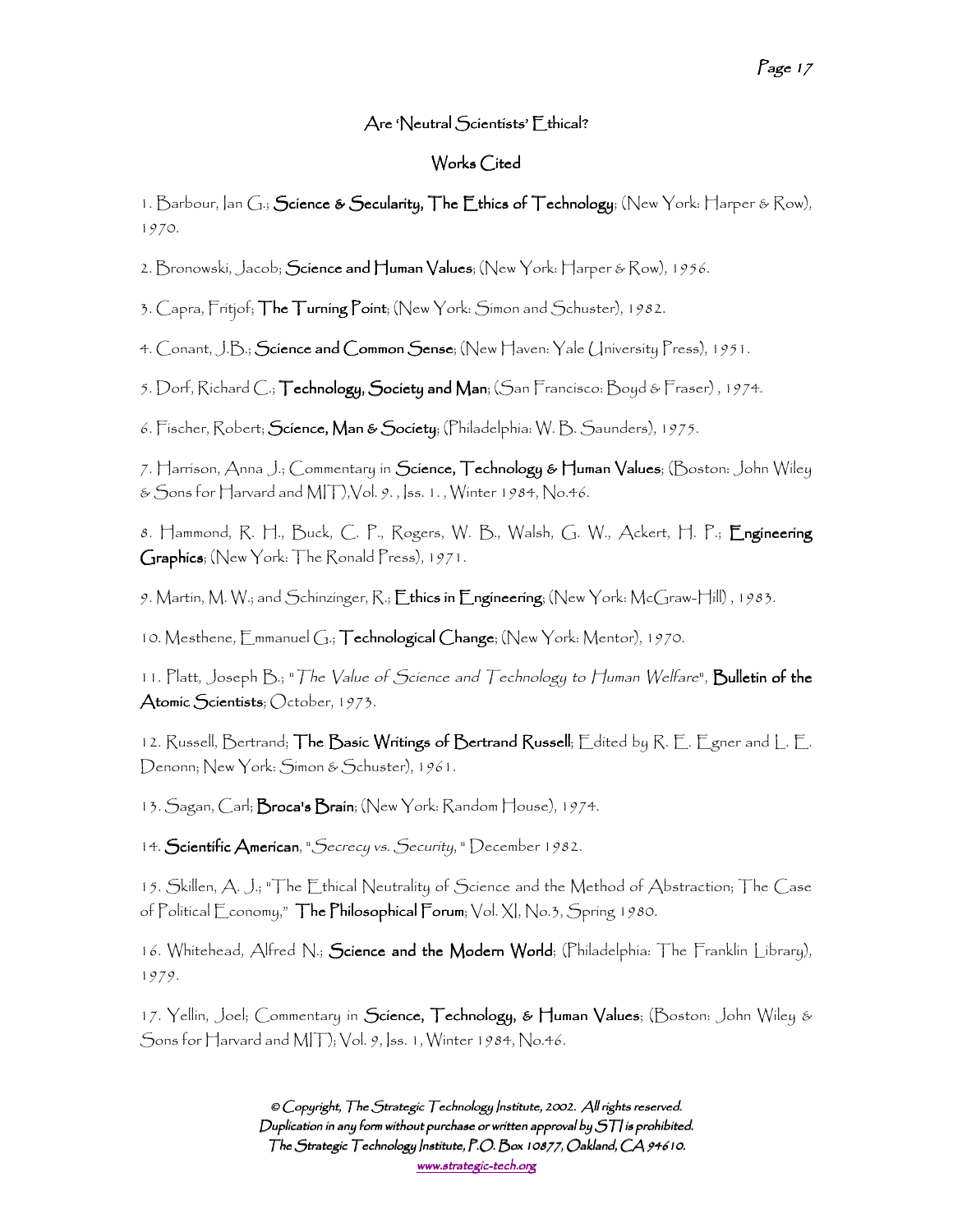## Are 'Neutral Scientists' Ethical?

### Works Cited

1. Barbour, Ian G.; **Science & Secularity, The Ethics of Technology**; (New York: Harper & Row), 1970.

2. Bronowski, Jacob; **Science and Human Values**; (New York: Harper & Row), 1956.

3. Capra, Fritjof; **The Turning Point**; (New York: Simon and Schuster), 1982.

4. Conant, J.B.; **Science and Common Sense**; (New Haven: Yale University Press), 1951.

5. Dorf, Richard C.; **Technology, Society and Man**; (San Francisco: Boyd & Fraser) , 1974.

6. Fischer, Robert; **Science, Man & Society**; (Philadelphia: W. B. Saunders), 1975.

7. Harrison, Anna J.; Commentary in **Science, Technology & Human Values**; (Boston: John Wiley & Sons for Harvard and MIT),Vol. 9. , Iss. 1. , Winter 1984, No.46.

8. Hammond, R. H., Buck, C. P., Rogers, W. B., Walsh, G. W., Ackert, H. P.; **Engineering Graphics**; (New York: The Ronald Press), 1971.

9. Martin, M. W.; and Schinzinger, R.; **Ethics in Engineering**; (New York: McGraw-Hill) , 1983.

10. Mesthene, Emmanuel G.; **Technological Change**; (New York: Mentor), 1970.

11. Platt, Joseph B.; "*The Value of Science and Technology to Human Welfare*", **Bulletin of the Atomic Scientists**; October, 1973.

12. Russell, Bertrand; **The Basic Writings of Bertrand Russell**; Edited by R. E. Egner and L. E. Denonn; New York: Simon & Schuster), 1961.

13. Sagan, Carl; **Broca's Brain**; (New York: Random House), 1974.

14. **Scientific American**, "*Secrecy vs. Security,*" December 1982.

15. Skillen, A. J.; "The Ethical Neutrality of Science and the Method of Abstraction; The Case of Political Economy," **The Philosophical Forum**; Vol. XI, No.3, Spring 1980.

16. Whitehead, Alfred N.; **Science and the Modern World**; (Philadelphia: The Franklin Library), 1979.

17. Yellin, Joel; Commentary in **Science, Technology, & Human Values**; (Boston: John Wiley & Sons for Harvard and MIT); Vol. 9, Iss. 1, Winter 1984, No.46.

*© Copyright, The Strategic Technology Institute, 2002. All rights reserved.*
*Duplication in any form without purchase or written approval by STI is prohibited.*
*The Strategic Technology Institute, P.O. Box 10877, Oakland, CA 94610.*
www.strategic-tech.org